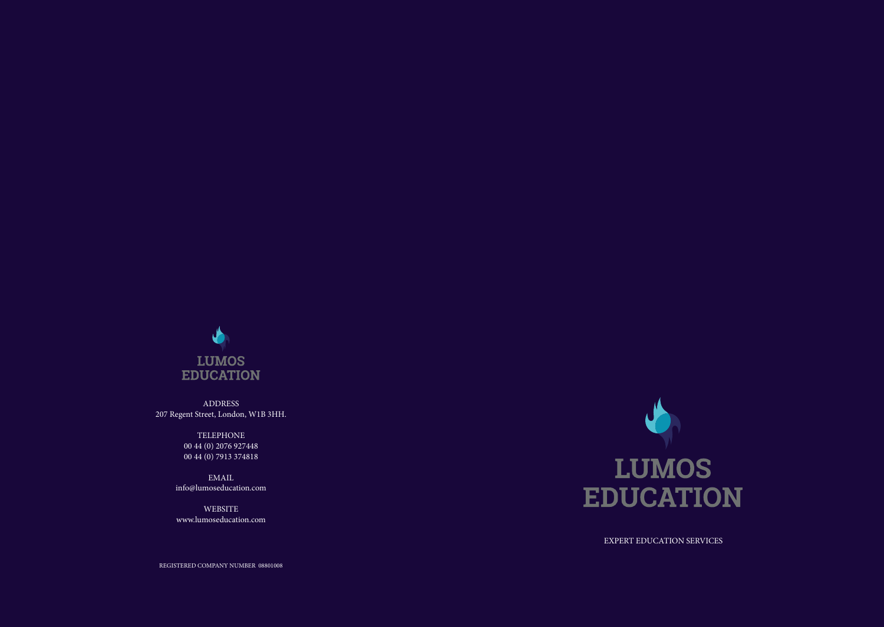# LUMOS EDUCATION

EXPERT EDUCATION SERVICES

LUMOS EDUCATION

ADDRESS
207 Regent Street, London, W1B 3HH.

TELEPHONE
00 44 (0) 2076 927448
00 44 (0) 7913 374818

EMAIL
info@lumoseducation.com

WEBSITE
www.lumoseducation.com

REGISTERED COMPANY NUMBER 08801008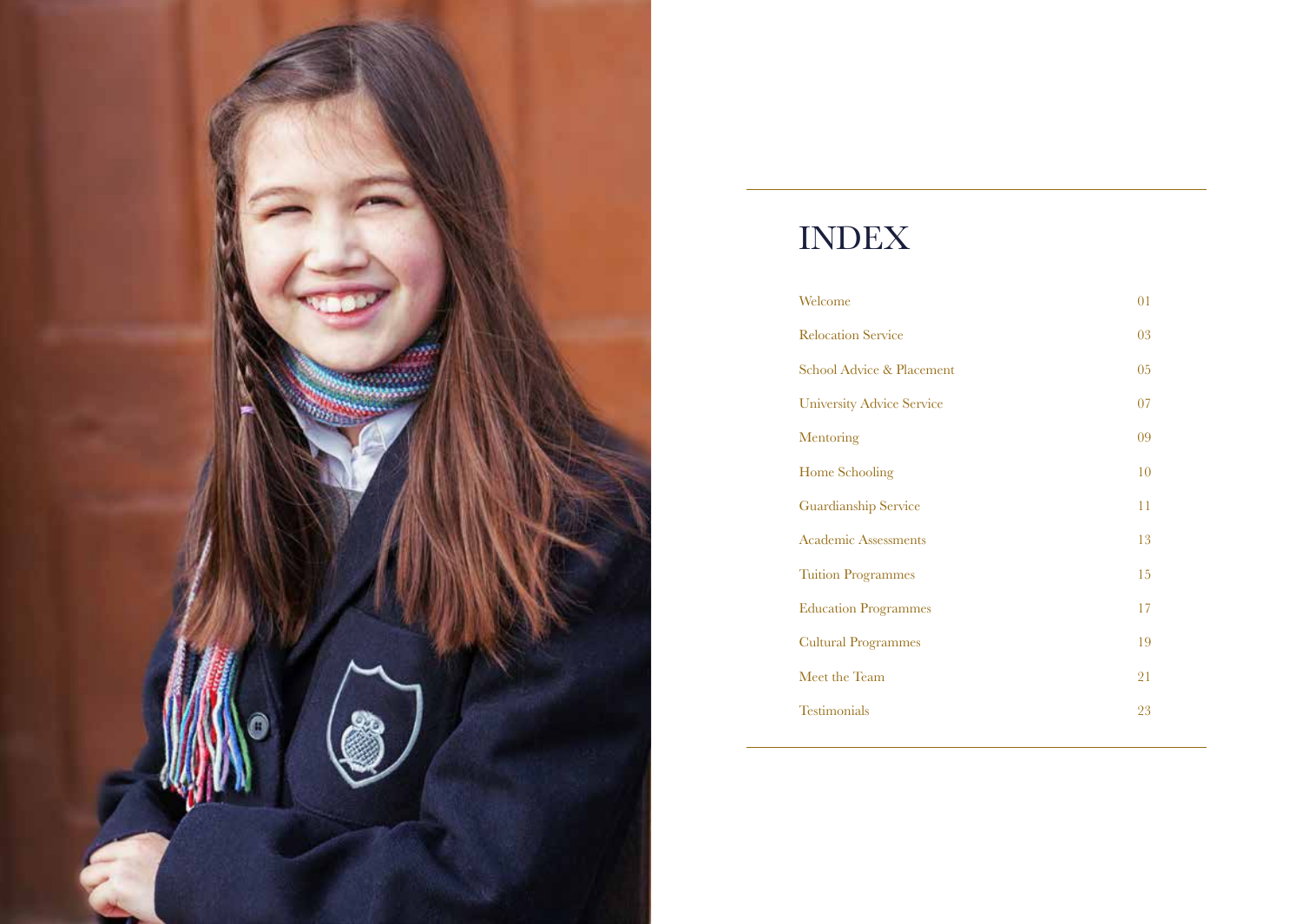# INDEX

| | |
|---|---|
| Welcome | 01 |
| Relocation Service | 03 |
| School Advice & Placement | 05 |
| University Advice Service | 07 |
| Mentoring | 09 |
| Home Schooling | 10 |
| Guardianship Service | 11 |
| Academic Assessments | 13 |
| Tuition Programmes | 15 |
| Education Programmes | 17 |
| Cultural Programmes | 19 |
| Meet the Team | 21 |
| Testimonials | 23 |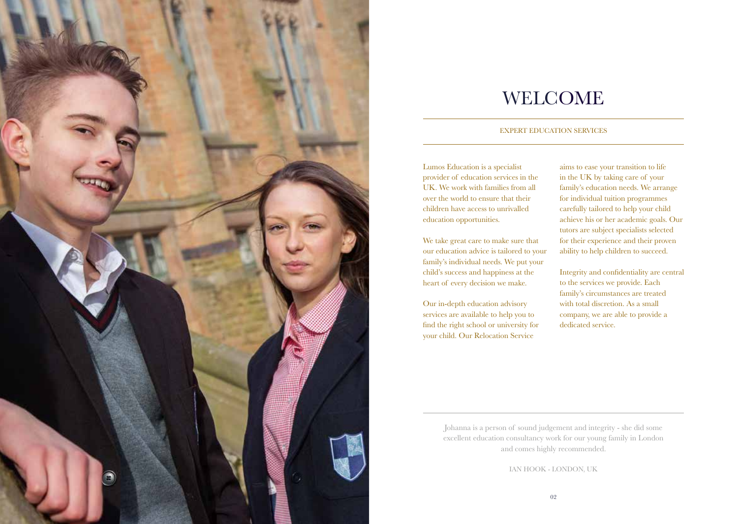# WELCOME

EXPERT EDUCATION SERVICES

Lumos Education is a specialist provider of education services in the UK. We work with families from all over the world to ensure that their children have access to unrivalled education opportunities.

We take great care to make sure that our education advice is tailored to your family's individual needs. We put your child's success and happiness at the heart of every decision we make.

Our in-depth education advisory services are available to help you to find the right school or university for your child. Our Relocation Service aims to ease your transition to life in the UK by taking care of your family's education needs. We arrange for individual tuition programmes carefully tailored to help your child achieve his or her academic goals. Our tutors are subject specialists selected for their experience and their proven ability to help children to succeed.

Integrity and confidentiality are central to the services we provide. Each family's circumstances are treated with total discretion. As a small company, we are able to provide a dedicated service.

---

Johanna is a person of sound judgement and integrity - she did some excellent education consultancy work for our young family in London and comes highly recommended.

IAN HOOK - LONDON, UK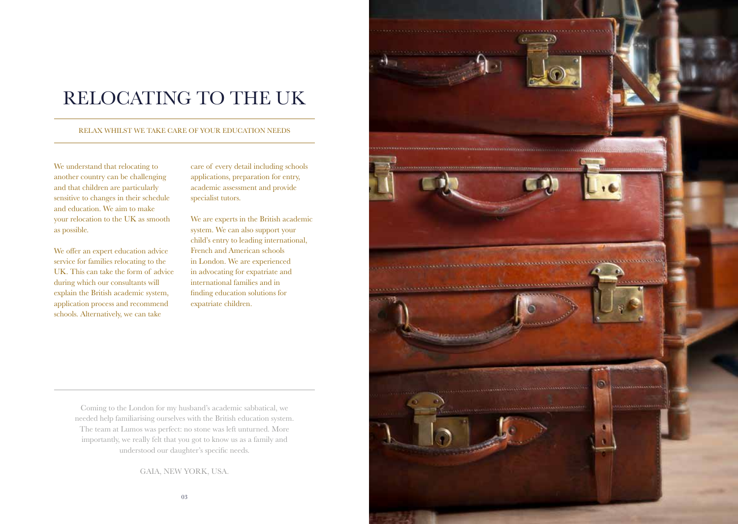# RELOCATING TO THE UK

RELAX WHILST WE TAKE CARE OF YOUR EDUCATION NEEDS

We understand that relocating to another country can be challenging and that children are particularly sensitive to changes in their schedule and education. We aim to make your relocation to the UK as smooth as possible.

We offer an expert education advice service for families relocating to the UK. This can take the form of advice during which our consultants will explain the British academic system, application process and recommend schools. Alternatively, we can take care of every detail including schools applications, preparation for entry, academic assessment and provide specialist tutors.

We are experts in the British academic system. We can also support your child's entry to leading international, French and American schools in London. We are experienced in advocating for expatriate and international families and in finding education solutions for expatriate children.

Coming to the London for my husband's academic sabbatical, we needed help familiarising ourselves with the British education system. The team at Lumos was perfect: no stone was left unturned. More importantly, we really felt that you got to know us as a family and understood our daughter's specific needs.

GAIA, NEW YORK, USA.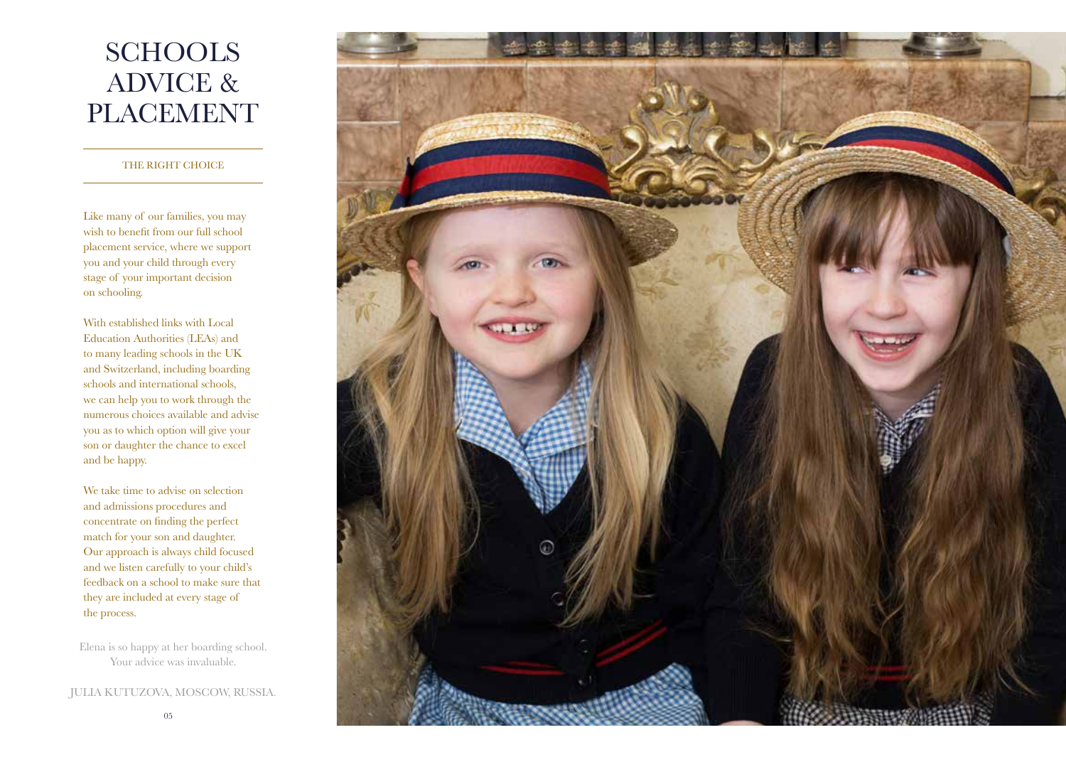# SCHOOLS ADVICE & PLACEMENT

THE RIGHT CHOICE

Like many of our families, you may wish to benefit from our full school placement service, where we support you and your child through every stage of your important decision on schooling.

With established links with Local Education Authorities (LEAs) and to many leading schools in the UK and Switzerland, including boarding schools and international schools, we can help you to work through the numerous choices available and advise you as to which option will give your son or daughter the chance to excel and be happy.

We take time to advise on selection and admissions procedures and concentrate on finding the perfect match for your son and daughter. Our approach is always child focused and we listen carefully to your child's feedback on a school to make sure that they are included at every stage of the process.

Elena is so happy at her boarding school. Your advice was invaluable.

JULIA KUTUZOVA, MOSCOW, RUSSIA.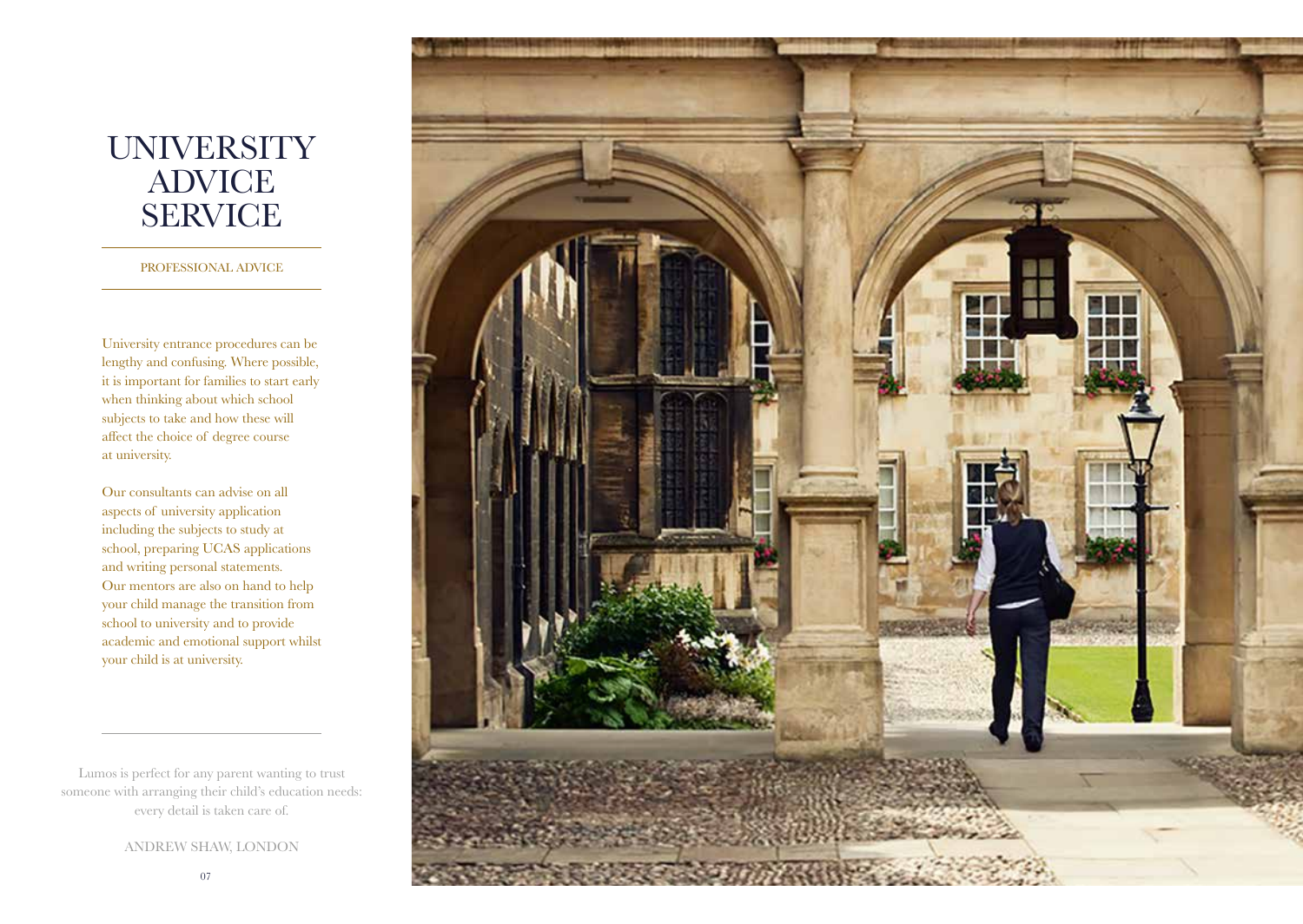# UNIVERSITY ADVICE SERVICE

PROFESSIONAL ADVICE

University entrance procedures can be lengthy and confusing. Where possible, it is important for families to start early when thinking about which school subjects to take and how these will affect the choice of degree course at university.

Our consultants can advise on all aspects of university application including the subjects to study at school, preparing UCAS applications and writing personal statements. Our mentors are also on hand to help your child manage the transition from school to university and to provide academic and emotional support whilst your child is at university.

Lumos is perfect for any parent wanting to trust someone with arranging their child's education needs: every detail is taken care of.

ANDREW SHAW, LONDON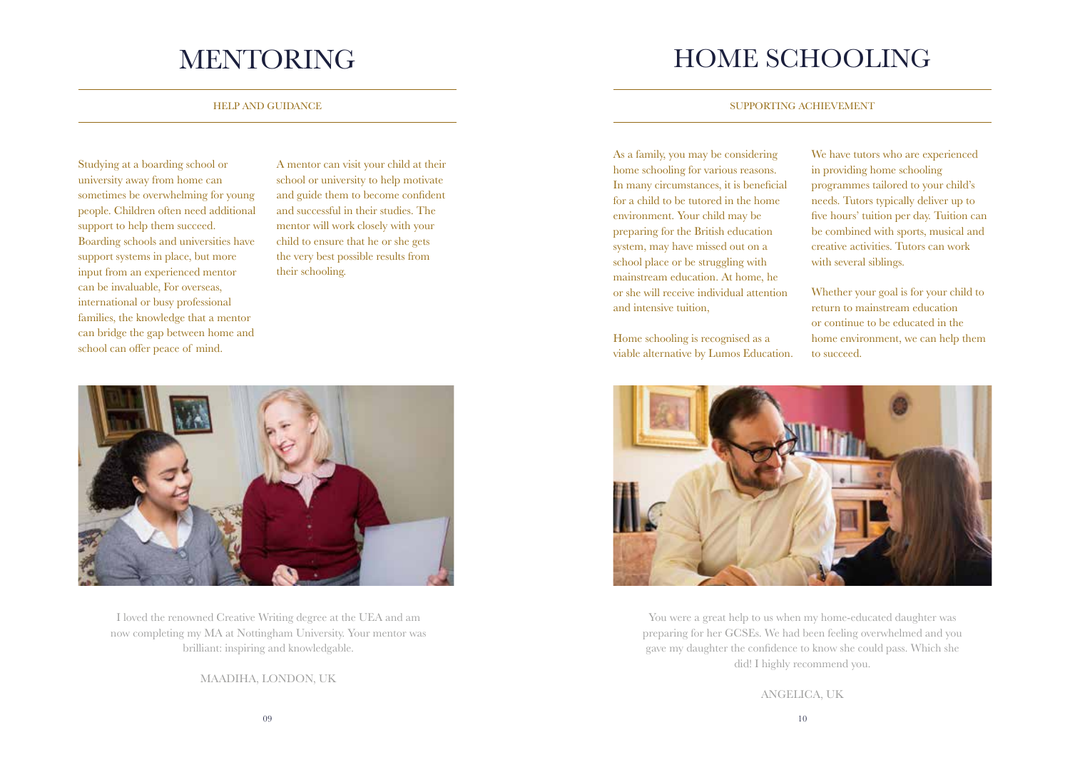# MENTORING

HELP AND GUIDANCE

Studying at a boarding school or university away from home can sometimes be overwhelming for young people. Children often need additional support to help them succeed. Boarding schools and universities have support systems in place, but more input from an experienced mentor can be invaluable, For overseas, international or busy professional families, the knowledge that a mentor can bridge the gap between home and school can offer peace of mind.

A mentor can visit your child at their school or university to help motivate and guide them to become confident and successful in their studies. The mentor will work closely with your child to ensure that he or she gets the very best possible results from their schooling.

I loved the renowned Creative Writing degree at the UEA and am now completing my MA at Nottingham University. Your mentor was brilliant: inspiring and knowledgable.

MAADIHA, LONDON, UK

# HOME SCHOOLING

SUPPORTING ACHIEVEMENT

As a family, you may be considering home schooling for various reasons. In many circumstances, it is beneficial for a child to be tutored in the home environment. Your child may be preparing for the British education system, may have missed out on a school place or be struggling with mainstream education. At home, he or she will receive individual attention and intensive tuition,

Home schooling is recognised as a viable alternative by Lumos Education.

We have tutors who are experienced in providing home schooling programmes tailored to your child's needs. Tutors typically deliver up to five hours' tuition per day. Tuition can be combined with sports, musical and creative activities. Tutors can work with several siblings.

Whether your goal is for your child to return to mainstream education or continue to be educated in the home environment, we can help them to succeed.

You were a great help to us when my home-educated daughter was preparing for her GCSEs. We had been feeling overwhelmed and you gave my daughter the confidence to know she could pass. Which she did! I highly recommend you.

ANGELICA, UK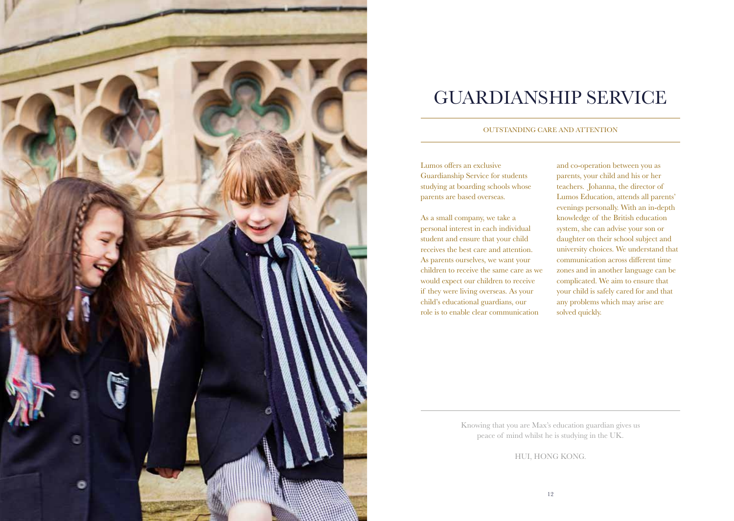# GUARDIANSHIP SERVICE

OUTSTANDING CARE AND ATTENTION

Lumos offers an exclusive Guardianship Service for students studying at boarding schools whose parents are based overseas.

As a small company, we take a personal interest in each individual student and ensure that your child receives the best care and attention. As parents ourselves, we want your children to receive the same care as we would expect our children to receive if they were living overseas. As your child's educational guardians, our role is to enable clear communication and co-operation between you as parents, your child and his or her teachers. Johanna, the director of Lumos Education, attends all parents' evenings personally. With an in-depth knowledge of the British education system, she can advise your son or daughter on their school subject and university choices. We understand that communication across different time zones and in another language can be complicated. We aim to ensure that your child is safely cared for and that any problems which may arise are solved quickly.

Knowing that you are Max's education guardian gives us peace of mind whilst he is studying in the UK.

HUI, HONG KONG.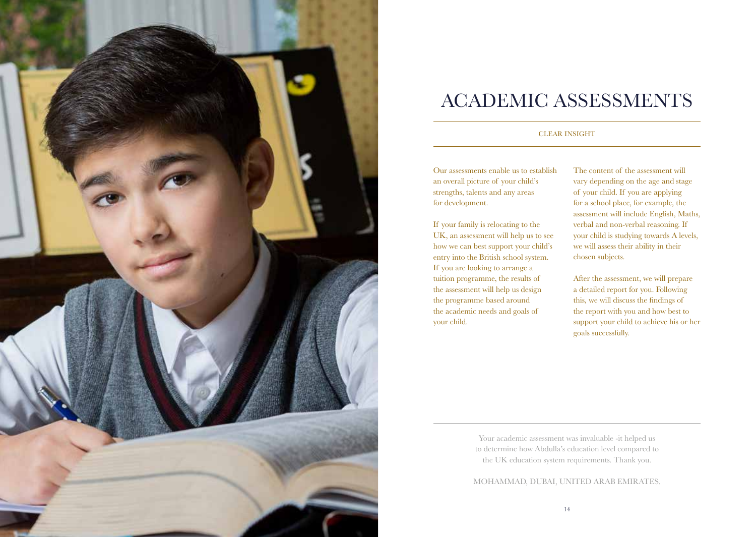# ACADEMIC ASSESSMENTS

CLEAR INSIGHT

Our assessments enable us to establish an overall picture of your child's strengths, talents and any areas for development.

If your family is relocating to the UK, an assessment will help us to see how we can best support your child's entry into the British school system. If you are looking to arrange a tuition programme, the results of the assessment will help us design the programme based around the academic needs and goals of your child.

The content of the assessment will vary depending on the age and stage of your child. If you are applying for a school place, for example, the assessment will include English, Maths, verbal and non-verbal reasoning. If your child is studying towards A levels, we will assess their ability in their chosen subjects.

After the assessment, we will prepare a detailed report for you. Following this, we will discuss the findings of the report with you and how best to support your child to achieve his or her goals successfully.

Your academic assessment was invaluable -it helped us to determine how Abdulla's education level compared to the UK education system requirements. Thank you.

MOHAMMAD, DUBAI, UNITED ARAB EMIRATES.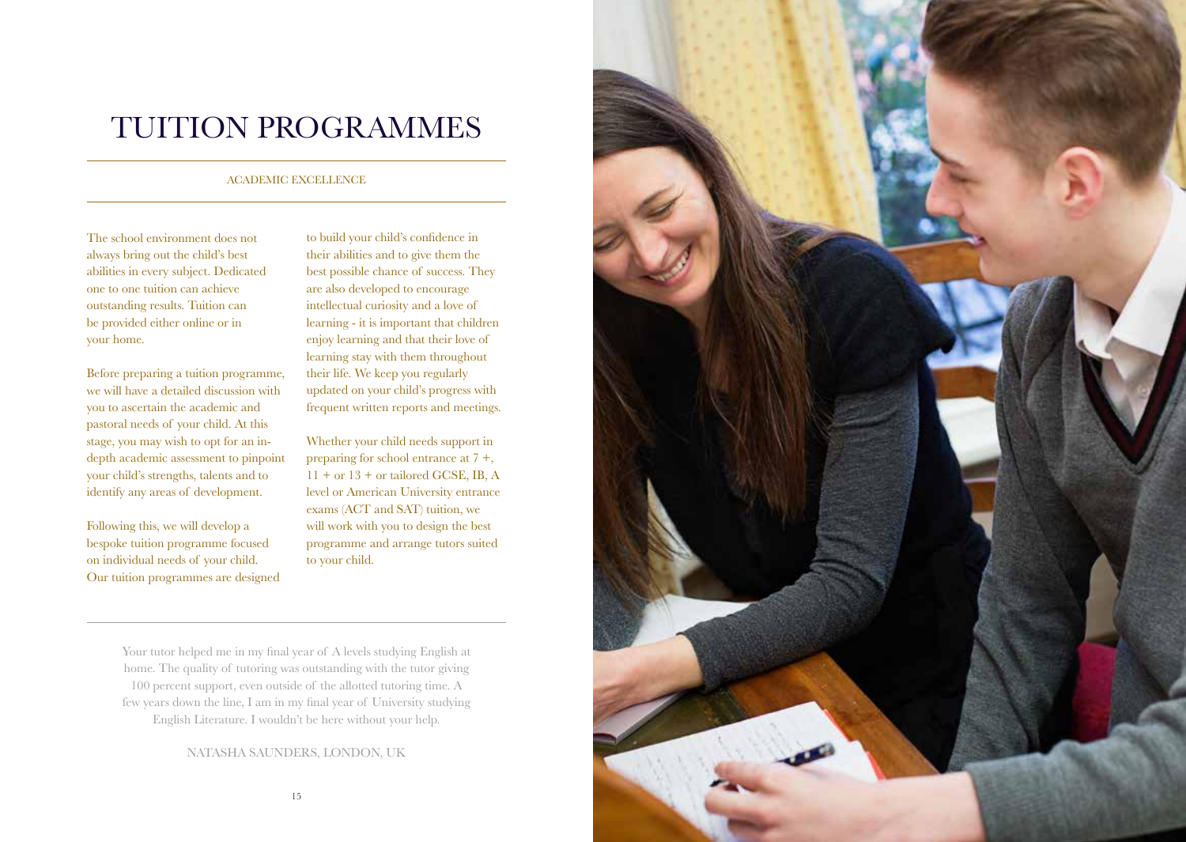# TUITION PROGRAMMES

## ACADEMIC EXCELLENCE

The school environment does not always bring out the child's best abilities in every subject. Dedicated one to one tuition can achieve outstanding results. Tuition can be provided either online or in your home.

Before preparing a tuition programme, we will have a detailed discussion with you to ascertain the academic and pastoral needs of your child. At this stage, you may wish to opt for an in-depth academic assessment to pinpoint your child's strengths, talents and to identify any areas of development.

Following this, we will develop a bespoke tuition programme focused on individual needs of your child. Our tuition programmes are designed to build your child's confidence in their abilities and to give them the best possible chance of success. They are also developed to encourage intellectual curiosity and a love of learning - it is important that children enjoy learning and that their love of learning stay with them throughout their life. We keep you regularly updated on your child's progress with frequent written reports and meetings.

Whether your child needs support in preparing for school entrance at 7 +, 11 + or 13 + or tailored GCSE, IB, A level or American University entrance exams (ACT and SAT) tuition, we will work with you to design the best programme and arrange tutors suited to your child.

---

Your tutor helped me in my final year of A levels studying English at home. The quality of tutoring was outstanding with the tutor giving 100 percent support, even outside of the allotted tutoring time. A few years down the line, I am in my final year of University studying English Literature. I wouldn't be here without your help.

NATASHA SAUNDERS, LONDON, UK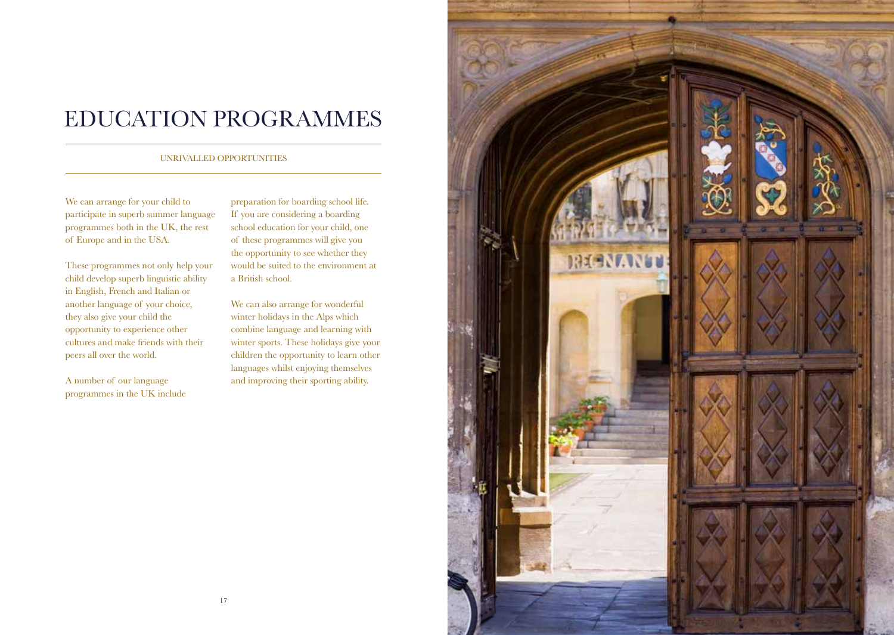# EDUCATION PROGRAMMES

## UNRIVALLED OPPORTUNITIES

We can arrange for your child to participate in superb summer language programmes both in the UK, the rest of Europe and in the USA.

These programmes not only help your child develop superb linguistic ability in English, French and Italian or another language of your choice, they also give your child the opportunity to experience other cultures and make friends with their peers all over the world.

A number of our language programmes in the UK include preparation for boarding school life. If you are considering a boarding school education for your child, one of these programmes will give you the opportunity to see whether they would be suited to the environment at a British school.

We can also arrange for wonderful winter holidays in the Alps which combine language and learning with winter sports. These holidays give your children the opportunity to learn other languages whilst enjoying themselves and improving their sporting ability.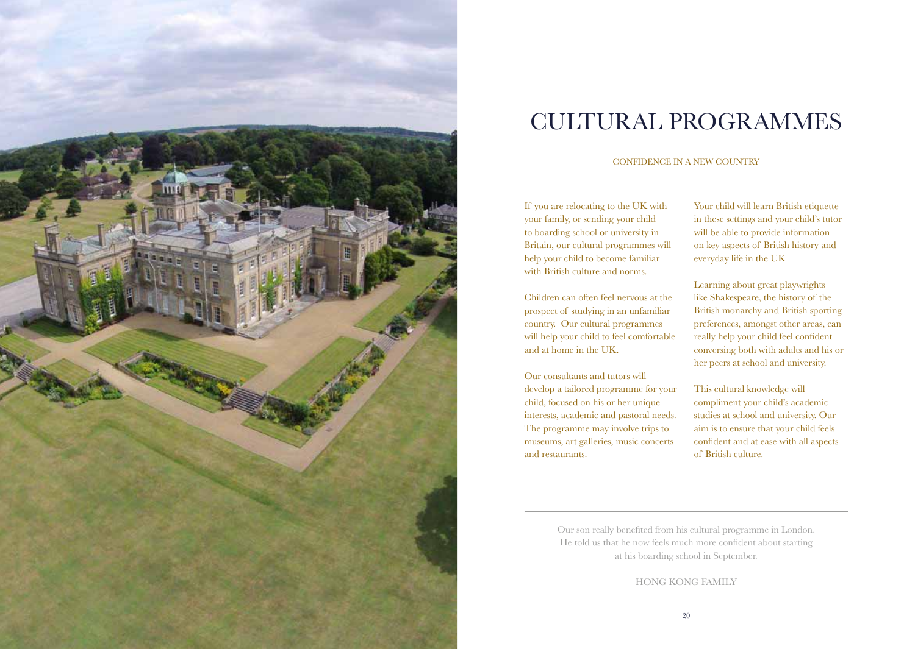# CULTURAL PROGRAMMES

## CONFIDENCE IN A NEW COUNTRY

If you are relocating to the UK with your family, or sending your child to boarding school or university in Britain, our cultural programmes will help your child to become familiar with British culture and norms.

Children can often feel nervous at the prospect of studying in an unfamiliar country. Our cultural programmes will help your child to feel comfortable and at home in the UK.

Our consultants and tutors will develop a tailored programme for your child, focused on his or her unique interests, academic and pastoral needs. The programme may involve trips to museums, art galleries, music concerts and restaurants.

Your child will learn British etiquette in these settings and your child's tutor will be able to provide information on key aspects of British history and everyday life in the UK

Learning about great playwrights like Shakespeare, the history of the British monarchy and British sporting preferences, amongst other areas, can really help your child feel confident conversing both with adults and his or her peers at school and university.

This cultural knowledge will compliment your child's academic studies at school and university. Our aim is to ensure that your child feels confident and at ease with all aspects of British culture.

---

Our son really benefited from his cultural programme in London. He told us that he now feels much more confident about starting at his boarding school in September.

HONG KONG FAMILY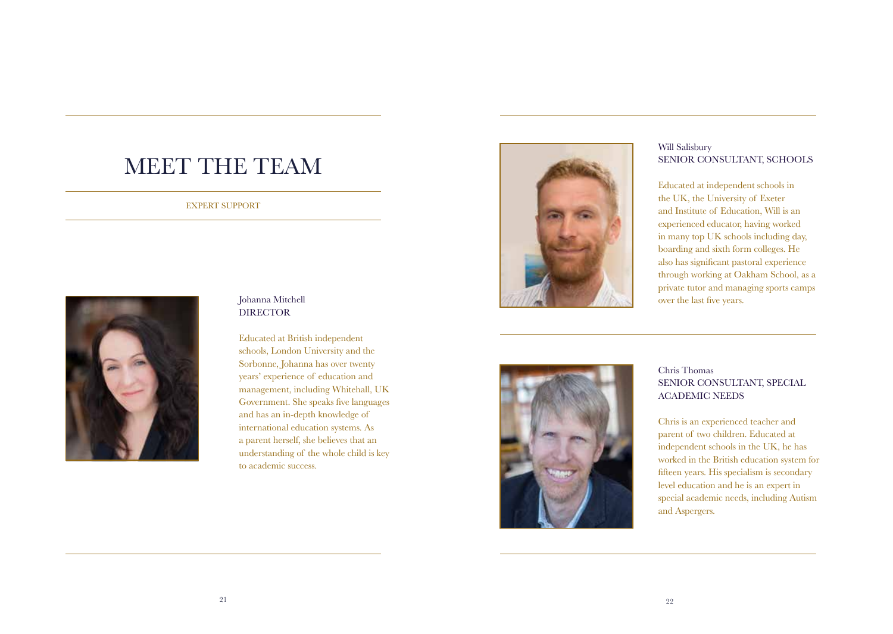# MEET THE TEAM

EXPERT SUPPORT

Johanna Mitchell
DIRECTOR

Educated at British independent schools, London University and the Sorbonne, Johanna has over twenty years' experience of education and management, including Whitehall, UK Government. She speaks five languages and has an in-depth knowledge of international education systems. As a parent herself, she believes that an understanding of the whole child is key to academic success.

Will Salisbury
SENIOR CONSULTANT, SCHOOLS

Educated at independent schools in the UK, the University of Exeter and Institute of Education, Will is an experienced educator, having worked in many top UK schools including day, boarding and sixth form colleges. He also has significant pastoral experience through working at Oakham School, as a private tutor and managing sports camps over the last five years.

Chris Thomas
SENIOR CONSULTANT, SPECIAL ACADEMIC NEEDS

Chris is an experienced teacher and parent of two children. Educated at independent schools in the UK, he has worked in the British education system for fifteen years. His specialism is secondary level education and he is an expert in special academic needs, including Autism and Aspergers.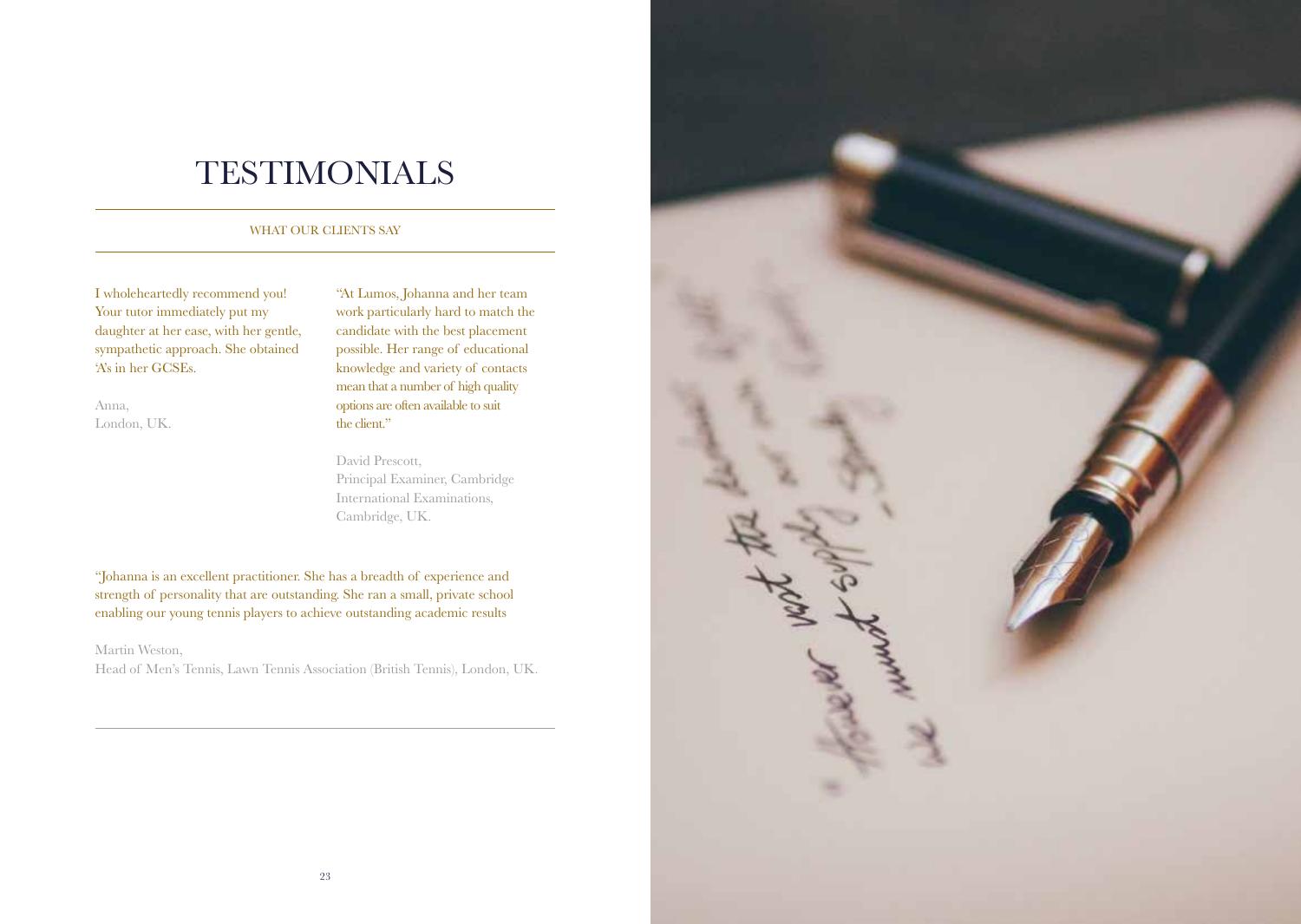# TESTIMONIALS

WHAT OUR CLIENTS SAY

I wholeheartedly recommend you! Your tutor immediately put my daughter at her ease, with her gentle, sympathetic approach. She obtained 'A's in her GCSEs.

Anna,
London, UK.

"At Lumos, Johanna and her team work particularly hard to match the candidate with the best placement possible. Her range of educational knowledge and variety of contacts mean that a number of high quality options are often available to suit the client."

David Prescott,
Principal Examiner, Cambridge International Examinations,
Cambridge, UK.

"Johanna is an excellent practitioner. She has a breadth of experience and strength of personality that are outstanding. She ran a small, private school enabling our young tennis players to achieve outstanding academic results

Martin Weston,
Head of Men's Tennis, Lawn Tennis Association (British Tennis), London, UK.